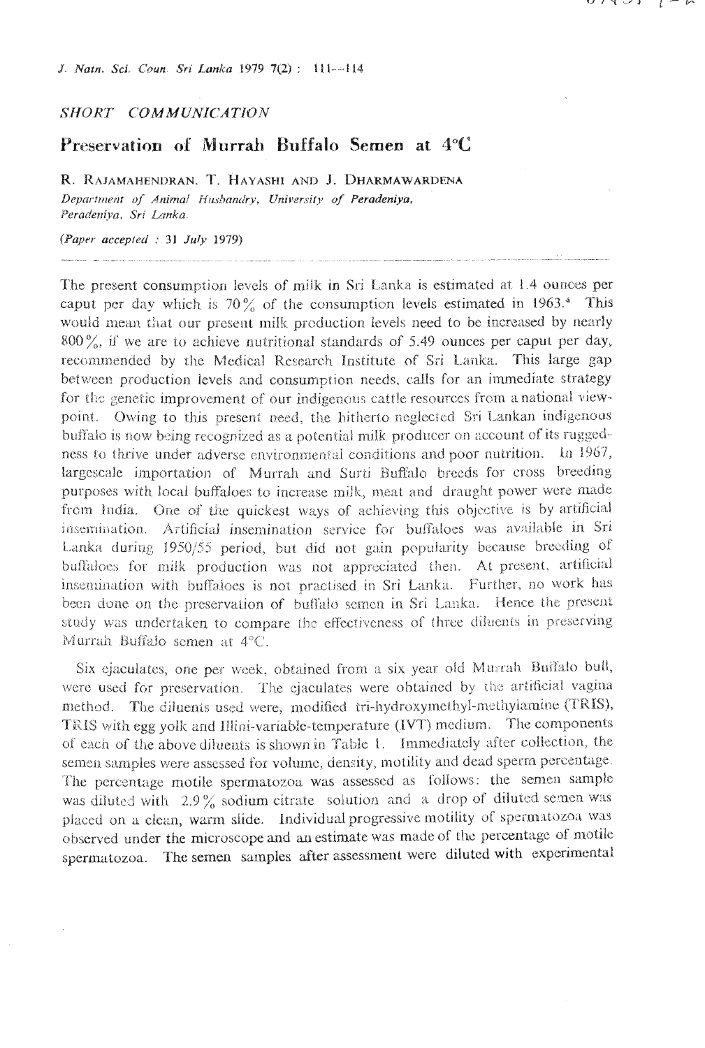SHORT COMMUNICATION

# Preservation of Murrah Buffalo Semen at 4°C

R. RAJAMAHENDRAN, T. HAYASHI AND J. DHARMAWARDENA

*Department of Animal Husbandry, University of Peradeniya, Peradeniya, Sri Lanka.*

*(Paper accepted : 31 July 1979)*

The present consumption levels of milk in Sri Lanka is estimated at 1.4 ounces per caput per day which is 70% of the consumption levels estimated in 1963.[4] This would mean that our present milk production levels need to be increased by nearly 800%, if we are to achieve nutritional standards of 5.49 ounces per caput per day, recommended by the Medical Research Institute of Sri Lanka. This large gap between production levels and consumption needs, calls for an immediate strategy for the genetic improvement of our indigenous cattle resources from a national viewpoint. Owing to this present need, the hitherto neglected Sri Lankan indigenous buffalo is now being recognized as a potential milk producer on account of its ruggedness to thrive under adverse environmental conditions and poor nutrition. In 1967, largescale importation of Murrah and Surti Buffalo breeds for cross breeding purposes with local buffaloes to increase milk, meat and draught power were made from India. One of the quickest ways of achieving this objective is by artificial insemination. Artificial insemination service for buffaloes was available in Sri Lanka during 1950/55 period, but did not gain popularity because breeding of buffaloes for milk production was not appreciated then. At present, artificial insemination with buffaloes is not practised in Sri Lanka. Further, no work has been done on the preservation of buffalo semen in Sri Lanka. Hence the present study was undertaken to compare the effectiveness of three diluents in preserving Murrah Buffalo semen at 4°C.

Six ejaculates, one per week, obtained from a six year old Murrah Buffalo bull, were used for preservation. The ejaculates were obtained by the artificial vagina method. The diluents used were, modified tri-hydroxymethyl-methylamine (TRIS), TRIS with egg yolk and Illini-variable-temperature (IVT) medium. The components of each of the above diluents is shown in Table 1. Immediately after collection, the semen samples were assessed for volume, density, motility and dead sperm percentage. The percentage motile spermatozoa was assessed as follows: the semen sample was diluted with 2.9% sodium citrate solution and a drop of diluted semen was placed on a clean, warm slide. Individual progressive motility of spermatozoa was observed under the microscope and an estimate was made of the percentage of motile spermatozoa. The semen samples after assessment were diluted with experimental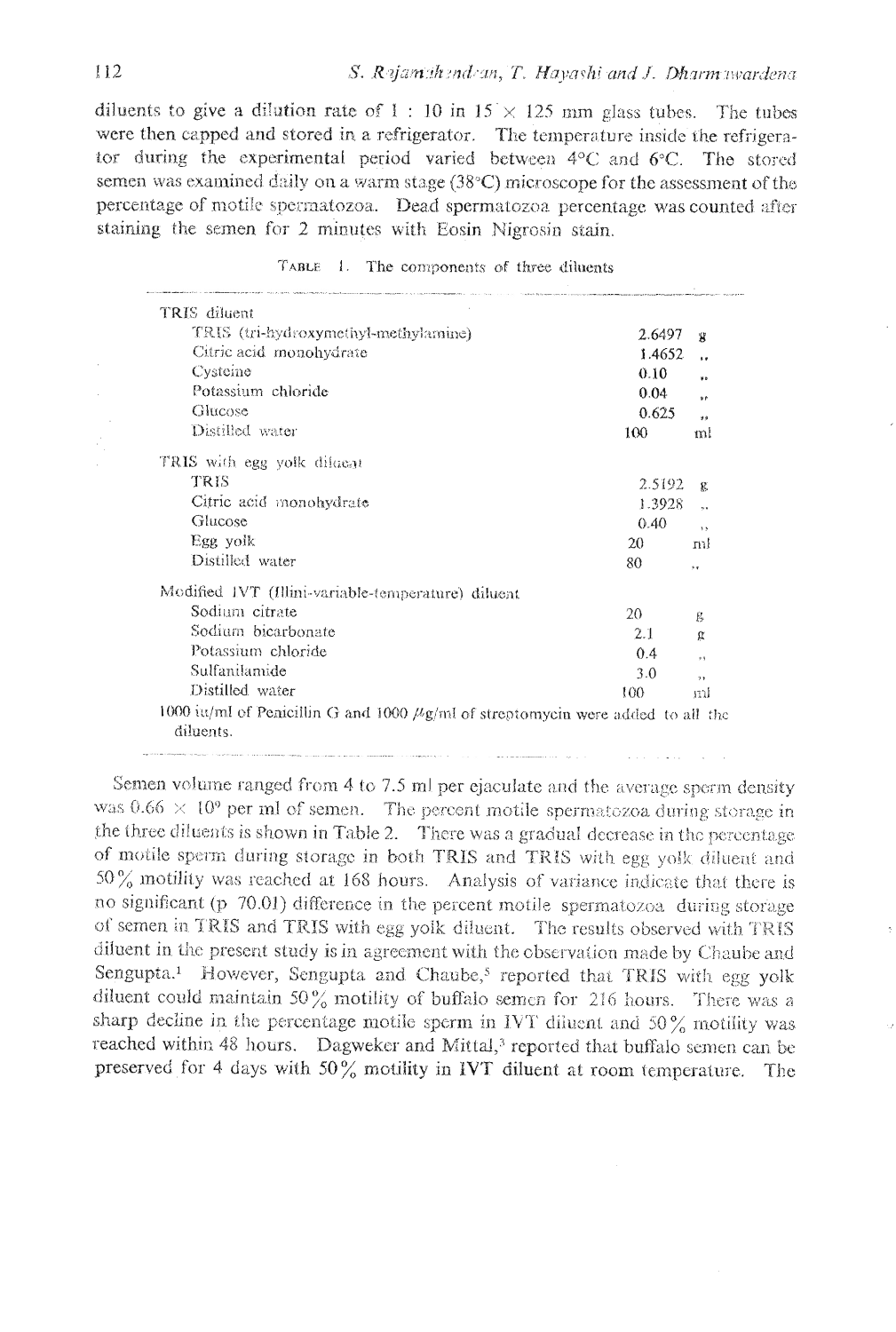diluents to give a dilution rate of 1 : 10 in 15 × 125 mm glass tubes. The tubes were then capped and stored in a refrigerator. The temperature inside the refrigerator during the experimental period varied between 4°C and 6°C. The stored semen was examined daily on a warm stage (38°C) microscope for the assessment of the percentage of motile spermatozoa. Dead spermatozoa percentage was counted after staining the semen for 2 minutes with Eosin Nigrosin stain.

TABLE 1. The components of three diluents

| | | |
|---|---|---|
| **TRIS diluent** | | |
| TRIS (tri-hydroxymethyl-methylamine) | 2.6497 | g |
| Citric acid monohydrate | 1.4652 | ,, |
| Cysteine | 0.10 | ,, |
| Potassium chloride | 0.04 | ,, |
| Glucose | 0.625 | ,, |
| Distilled water | 100 | ml |
| **TRIS with egg yolk diluent** | | |
| TRIS | 2.5192 | g |
| Citric acid monohydrate | 1.3928 | ,, |
| Glucose | 0.40 | ,, |
| Egg yolk | 20 | ml |
| Distilled water | 80 | ,, |
| **Modified IVT (Illini-variable-temperature) diluent** | | |
| Sodium citrate | 20 | g |
| Sodium bicarbonate | 2.1 | g |
| Potassium chloride | 0.4 | ,, |
| Sulfanilamide | 3.0 | ,, |
| Distilled water | 100 | ml |

1000 iu/ml of Penicillin G and 1000 $\mu$g/ml of streptomycin were added to all the diluents.

Semen volume ranged from 4 to 7.5 ml per ejaculate and the average sperm density was $0.66 \times 10^9$ per ml of semen. The percent motile spermatozoa during storage in the three diluents is shown in Table 2. There was a gradual decrease in the percentage of motile sperm during storage in both TRIS and TRIS with egg yolk diluent and 50% motility was reached at 168 hours. Analysis of variance indicate that there is no significant (p 70.01) difference in the percent motile spermatozoa during storage of semen in TRIS and TRIS with egg yolk diluent. The results observed with TRIS diluent in the present study is in agreement with the observation made by Chaube and Sengupta.[1] However, Sengupta and Chaube,[5] reported that TRIS with egg yolk diluent could maintain 50% motility of buffalo semen for 216 hours. There was a sharp decline in the percentage motile sperm in IVT diluent and 50% motility was reached within 48 hours. Dagweker and Mittal,[3] reported that buffalo semen can be preserved for 4 days with 50% motility in IVT diluent at room temperature. The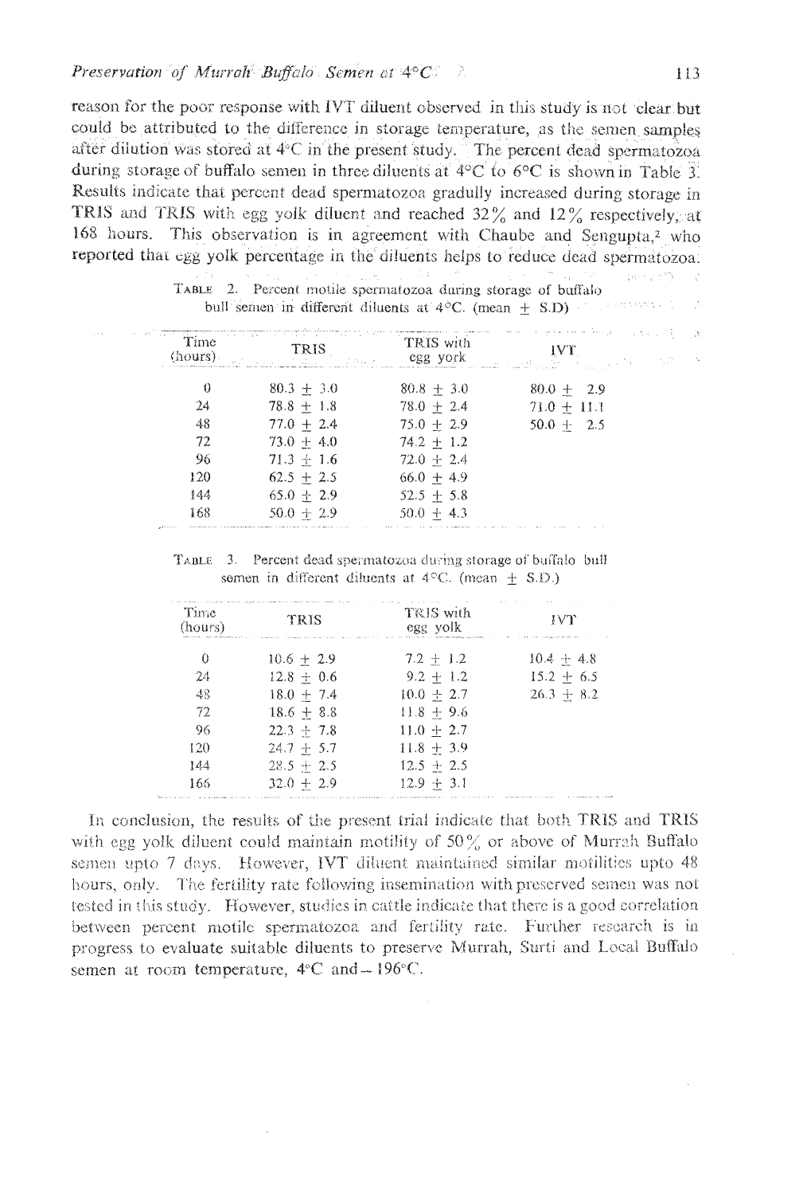reason for the poor response with IVT diluent observed in this study is not clear but could be attributed to the difference in storage temperature, as the semen samples after dilution was stored at 4°C in the present study. The percent dead spermatozoa during storage of buffalo semen in three diluents at 4°C to 6°C is shown in Table 3. Results indicate that percent dead spermatozoa gradully increased during storage in TRIS and TRIS with egg yolk diluent and reached 32% and 12% respectively, at 168 hours. This observation is in agreement with Chaube and Sengupta,[2] who reported that egg yolk percentage in the diluents helps to reduce dead spermatozoa.

TABLE 2. Percent motile spermatozoa during storage of buffalo bull semen in different diluents at 4°C. (mean ± S.D)

| Time (hours) | TRIS | TRIS with egg york | IVT |
|---|---|---|---|
| 0 | 80.3 ± 3.0 | 80.8 ± 3.0 | 80.0 ± 2.9 |
| 24 | 78.8 ± 1.8 | 78.0 ± 2.4 | 71.0 ± 11.1 |
| 48 | 77.0 ± 2.4 | 75.0 ± 2.9 | 50.0 ± 2.5 |
| 72 | 73.0 ± 4.0 | 74.2 ± 1.2 | |
| 96 | 71.3 ± 1.6 | 72.0 ± 2.4 | |
| 120 | 62.5 ± 2.5 | 66.0 ± 4.9 | |
| 144 | 65.0 ± 2.9 | 52.5 ± 5.8 | |
| 168 | 50.0 ± 2.9 | 50.0 ± 4.3 | |

TABLE 3. Percent dead spermatozoa during storage of buffalo bull semen in different diluents at 4°C. (mean ± S.D.)

| Time (hours) | TRIS | TRIS with egg yolk | IVT |
|---|---|---|---|
| 0 | 10.6 ± 2.9 | 7.2 ± 1.2 | 10.4 ± 4.8 |
| 24 | 12.8 ± 0.6 | 9.2 ± 1.2 | 15.2 ± 6.5 |
| 48 | 18.0 ± 7.4 | 10.0 ± 2.7 | 26.3 ± 8.2 |
| 72 | 18.6 ± 8.8 | 11.8 ± 9.6 | |
| 96 | 22.3 ± 7.8 | 11.0 ± 2.7 | |
| 120 | 24.7 ± 5.7 | 11.8 ± 3.9 | |
| 144 | 28.5 ± 2.5 | 12.5 ± 2.5 | |
| 166 | 32.0 ± 2.9 | 12.9 ± 3.1 | |

In conclusion, the results of the present trial indicate that both TRIS and TRIS with egg yolk diluent could maintain motility of 50% or above of Murrah Buffalo semen upto 7 days. However, IVT diluent maintained similar motilities upto 48 hours, only. The fertility rate following insemination with preserved semen was not tested in this study. However, studies in cattle indicate that there is a good correlation between percent motile spermatozoa and fertility rate. Further research is in progress to evaluate suitable diluents to preserve Murrah, Surti and Local Buffalo semen at room temperature, 4°C and −196°C.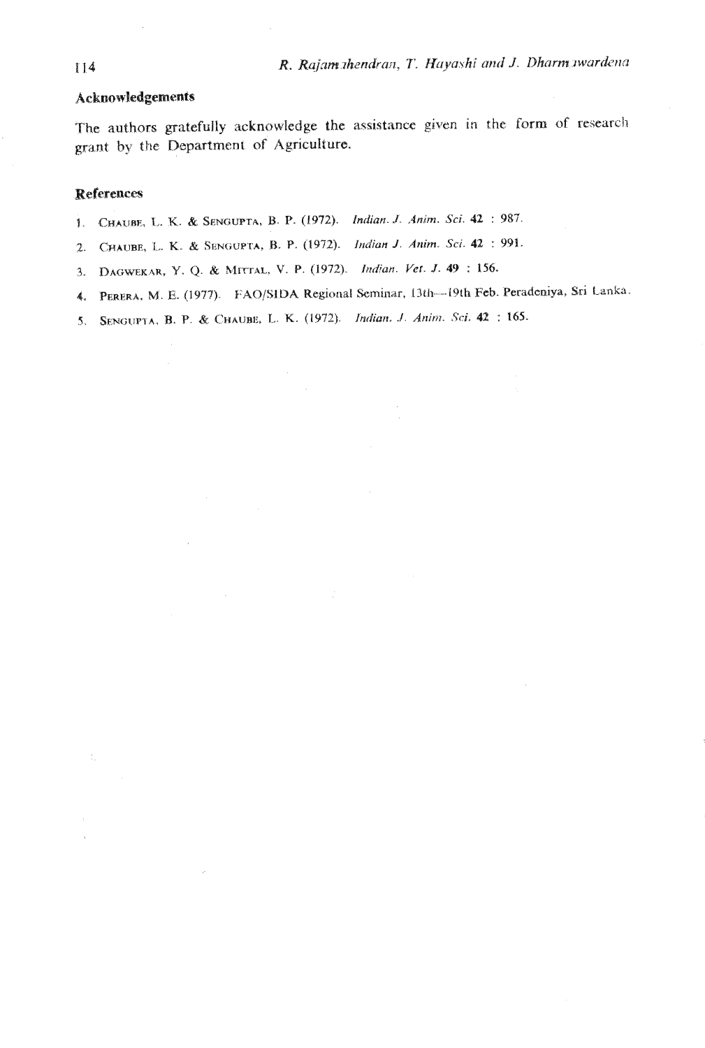## Acknowledgements

The authors gratefully acknowledge the assistance given in the form of research grant by the Department of Agriculture.

## References

1. CHAUBE, L. K. & SENGUPTA, B. P. (1972). *Indian. J. Anim. Sci.* **42** : 987.
2. CHAUBE, L. K. & SENGUPTA, B. P. (1972). *Indian J. Anim. Sci.* **42** : 991.
3. DAGWEKAR, Y. Q. & MITTAL, V. P. (1972). *Indian. Vet. J.* **49** : 156.
4. PERERA, M. E. (1977). FAO/SIDA Regional Seminar, 13th—19th Feb. Peradeniya, Sri Lanka.
5. SENGUPTA, B. P. & CHAUBE, L. K. (1972). *Indian. J. Anim. Sci.* **42** : 165.